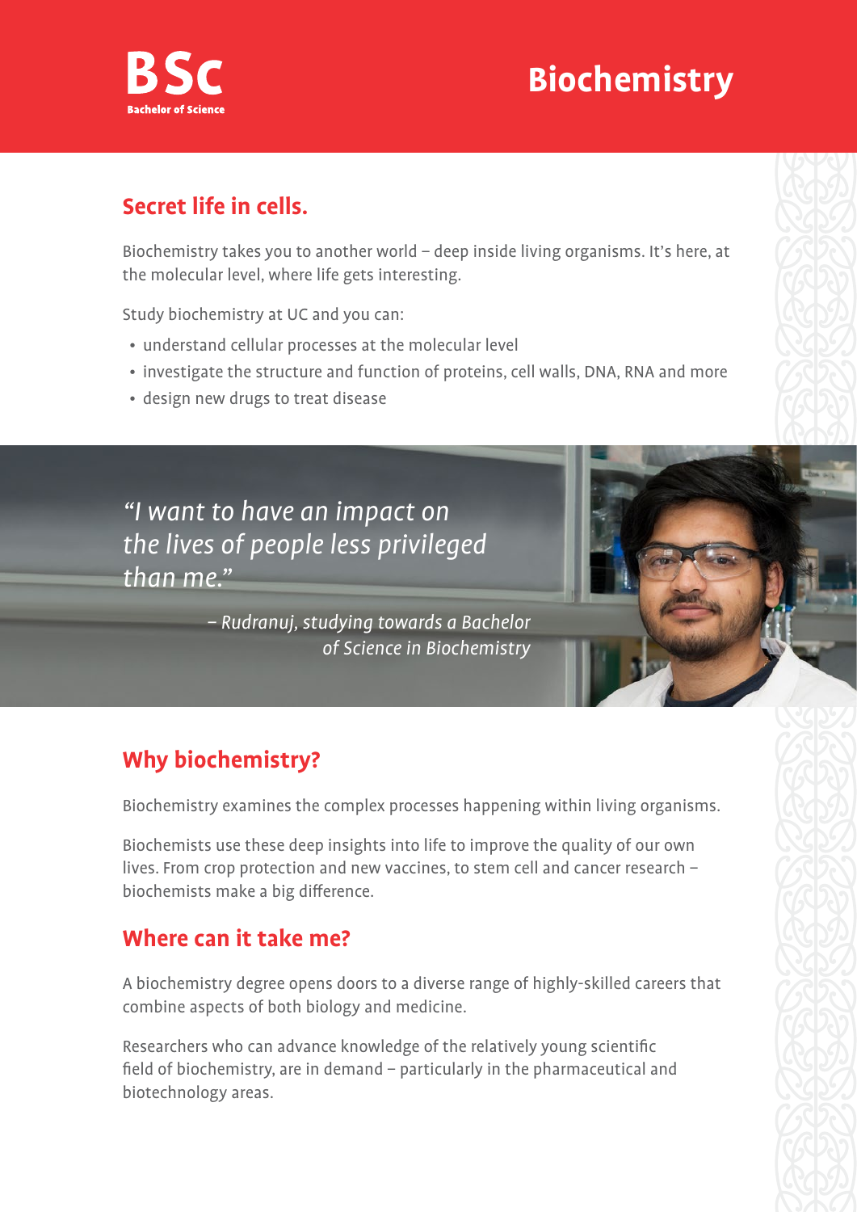**BSc**
**Bachelor of Science**

# Biochemistry

## Secret life in cells.

Biochemistry takes you to another world – deep inside living organisms. It's here, at the molecular level, where life gets interesting.

Study biochemistry at UC and you can:

- understand cellular processes at the molecular level
- investigate the structure and function of proteins, cell walls, DNA, RNA and more
- design new drugs to treat disease

*"I want to have an impact on the lives of people less privileged than me."*

*– Rudranuj, studying towards a Bachelor of Science in Biochemistry*

## Why biochemistry?

Biochemistry examines the complex processes happening within living organisms.

Biochemists use these deep insights into life to improve the quality of our own lives. From crop protection and new vaccines, to stem cell and cancer research – biochemists make a big difference.

## Where can it take me?

A biochemistry degree opens doors to a diverse range of highly-skilled careers that combine aspects of both biology and medicine.

Researchers who can advance knowledge of the relatively young scientific field of biochemistry, are in demand – particularly in the pharmaceutical and biotechnology areas.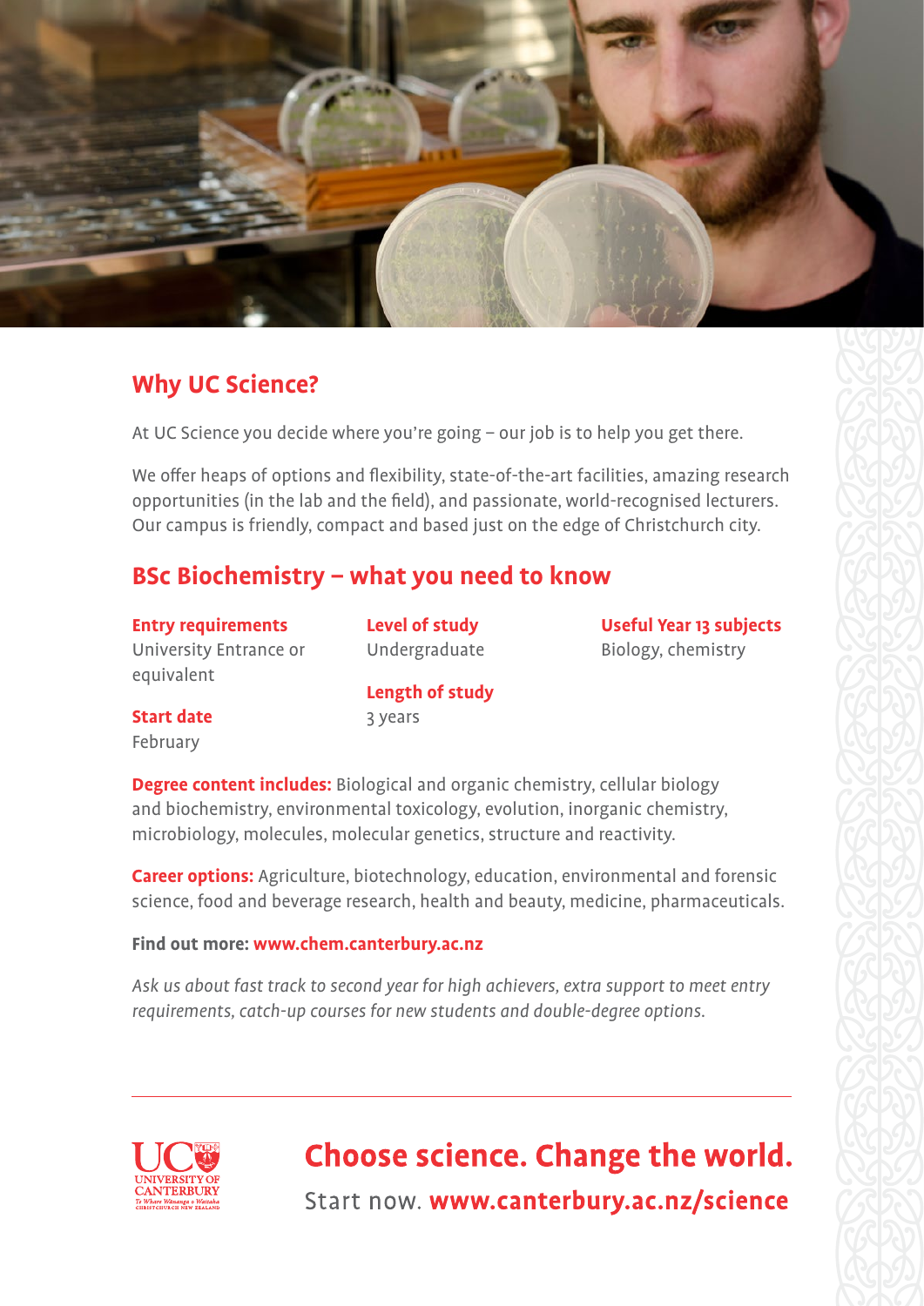## Why UC Science?

At UC Science you decide where you're going – our job is to help you get there.

We offer heaps of options and flexibility, state-of-the-art facilities, amazing research opportunities (in the lab and the field), and passionate, world-recognised lecturers. Our campus is friendly, compact and based just on the edge of Christchurch city.

## BSc Biochemistry – what you need to know

**Entry requirements**
University Entrance or equivalent

**Start date**
February

**Level of study**
Undergraduate

**Length of study**
3 years

**Useful Year 13 subjects**
Biology, chemistry

**Degree content includes:** Biological and organic chemistry, cellular biology and biochemistry, environmental toxicology, evolution, inorganic chemistry, microbiology, molecules, molecular genetics, structure and reactivity.

**Career options:** Agriculture, biotechnology, education, environmental and forensic science, food and beverage research, health and beauty, medicine, pharmaceuticals.

**Find out more: www.chem.canterbury.ac.nz**

*Ask us about fast track to second year for high achievers, extra support to meet entry requirements, catch-up courses for new students and double-degree options.*

---

UC UNIVERSITY OF CANTERBURY *Te Whare Wānanga o Waitaha* CHRISTCHURCH NEW ZEALAND

## Choose science. Change the world.

Start now. **www.canterbury.ac.nz/science**